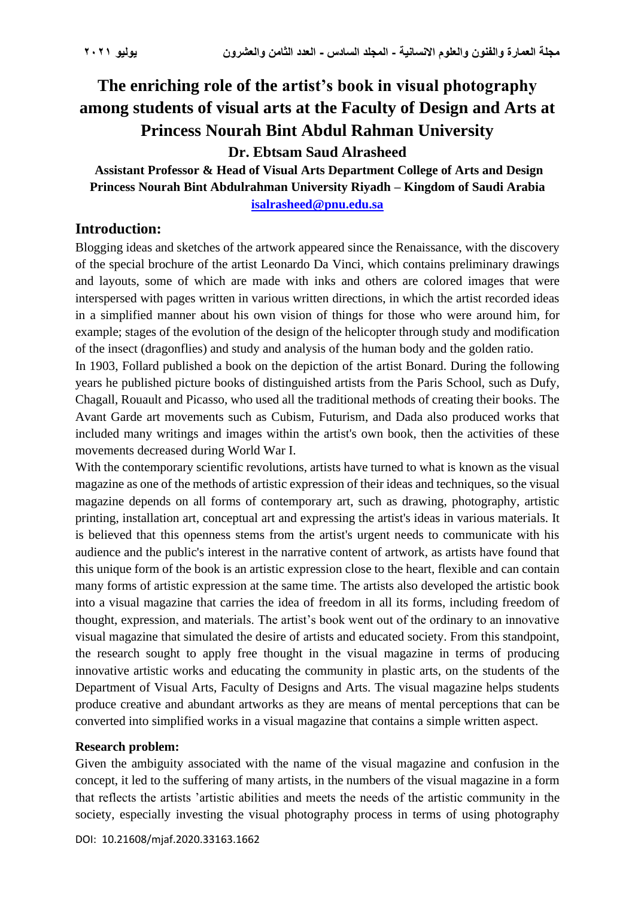# The enriching role of the artist's book in visual photography among students of visual arts at the Faculty of Design and Arts at Princess Nourah Bint Abdul Rahman University

**Dr. Ebtsam Saud Alrasheed**

**Assistant Professor & Head of Visual Arts Department College of Arts and Design Princess Nourah Bint Abdulrahman University Riyadh – Kingdom of Saudi Arabia**

**isalrasheed@pnu.edu.sa**

## Introduction:

Blogging ideas and sketches of the artwork appeared since the Renaissance, with the discovery of the special brochure of the artist Leonardo Da Vinci, which contains preliminary drawings and layouts, some of which are made with inks and others are colored images that were interspersed with pages written in various written directions, in which the artist recorded ideas in a simplified manner about his own vision of things for those who were around him, for example; stages of the evolution of the design of the helicopter through study and modification of the insect (dragonflies) and study and analysis of the human body and the golden ratio.

In 1903, Follard published a book on the depiction of the artist Bonard. During the following years he published picture books of distinguished artists from the Paris School, such as Dufy, Chagall, Rouault and Picasso, who used all the traditional methods of creating their books. The Avant Garde art movements such as Cubism, Futurism, and Dada also produced works that included many writings and images within the artist's own book, then the activities of these movements decreased during World War I.

With the contemporary scientific revolutions, artists have turned to what is known as the visual magazine as one of the methods of artistic expression of their ideas and techniques, so the visual magazine depends on all forms of contemporary art, such as drawing, photography, artistic printing, installation art, conceptual art and expressing the artist's ideas in various materials. It is believed that this openness stems from the artist's urgent needs to communicate with his audience and the public's interest in the narrative content of artwork, as artists have found that this unique form of the book is an artistic expression close to the heart, flexible and can contain many forms of artistic expression at the same time. The artists also developed the artistic book into a visual magazine that carries the idea of freedom in all its forms, including freedom of thought, expression, and materials. The artist's book went out of the ordinary to an innovative visual magazine that simulated the desire of artists and educated society. From this standpoint, the research sought to apply free thought in the visual magazine in terms of producing innovative artistic works and educating the community in plastic arts, on the students of the Department of Visual Arts, Faculty of Designs and Arts. The visual magazine helps students produce creative and abundant artworks as they are means of mental perceptions that can be converted into simplified works in a visual magazine that contains a simple written aspect.

### Research problem:

Given the ambiguity associated with the name of the visual magazine and confusion in the concept, it led to the suffering of many artists, in the numbers of the visual magazine in a form that reflects the artists 'artistic abilities and meets the needs of the artistic community in the society, especially investing the visual photography process in terms of using photography

DOI: 10.21608/mjaf.2020.33163.1662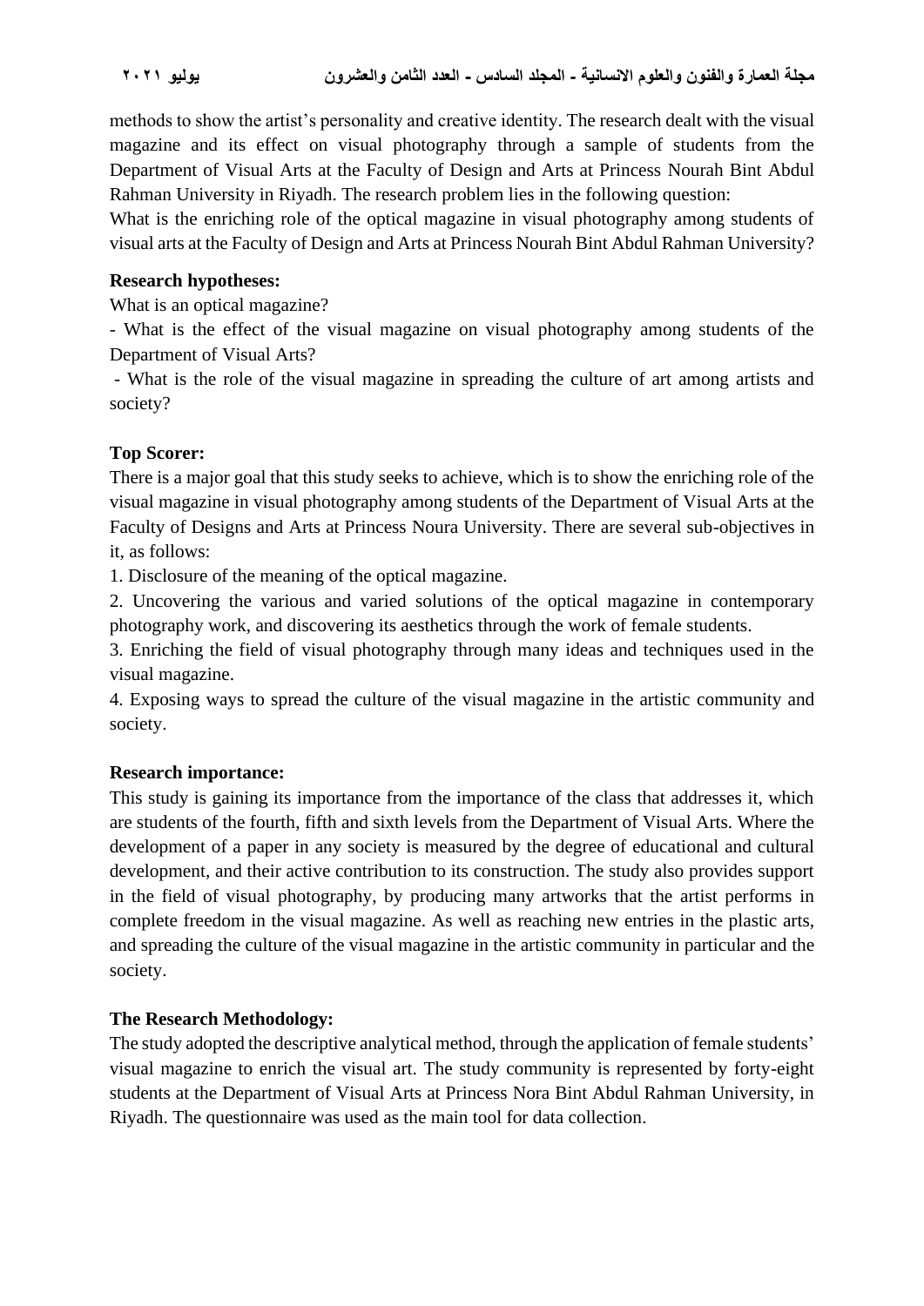methods to show the artist's personality and creative identity. The research dealt with the visual magazine and its effect on visual photography through a sample of students from the Department of Visual Arts at the Faculty of Design and Arts at Princess Nourah Bint Abdul Rahman University in Riyadh. The research problem lies in the following question:

What is the enriching role of the optical magazine in visual photography among students of visual arts at the Faculty of Design and Arts at Princess Nourah Bint Abdul Rahman University?

**Research hypotheses:**

What is an optical magazine?

- What is the effect of the visual magazine on visual photography among students of the Department of Visual Arts?
- What is the role of the visual magazine in spreading the culture of art among artists and society?

**Top Scorer:**

There is a major goal that this study seeks to achieve, which is to show the enriching role of the visual magazine in visual photography among students of the Department of Visual Arts at the Faculty of Designs and Arts at Princess Noura University. There are several sub-objectives in it, as follows:

1. Disclosure of the meaning of the optical magazine.
2. Uncovering the various and varied solutions of the optical magazine in contemporary photography work, and discovering its aesthetics through the work of female students.
3. Enriching the field of visual photography through many ideas and techniques used in the visual magazine.
4. Exposing ways to spread the culture of the visual magazine in the artistic community and society.

**Research importance:**

This study is gaining its importance from the importance of the class that addresses it, which are students of the fourth, fifth and sixth levels from the Department of Visual Arts. Where the development of a paper in any society is measured by the degree of educational and cultural development, and their active contribution to its construction. The study also provides support in the field of visual photography, by producing many artworks that the artist performs in complete freedom in the visual magazine. As well as reaching new entries in the plastic arts, and spreading the culture of the visual magazine in the artistic community in particular and the society.

**The Research Methodology:**

The study adopted the descriptive analytical method, through the application of female students' visual magazine to enrich the visual art. The study community is represented by forty-eight students at the Department of Visual Arts at Princess Nora Bint Abdul Rahman University, in Riyadh. The questionnaire was used as the main tool for data collection.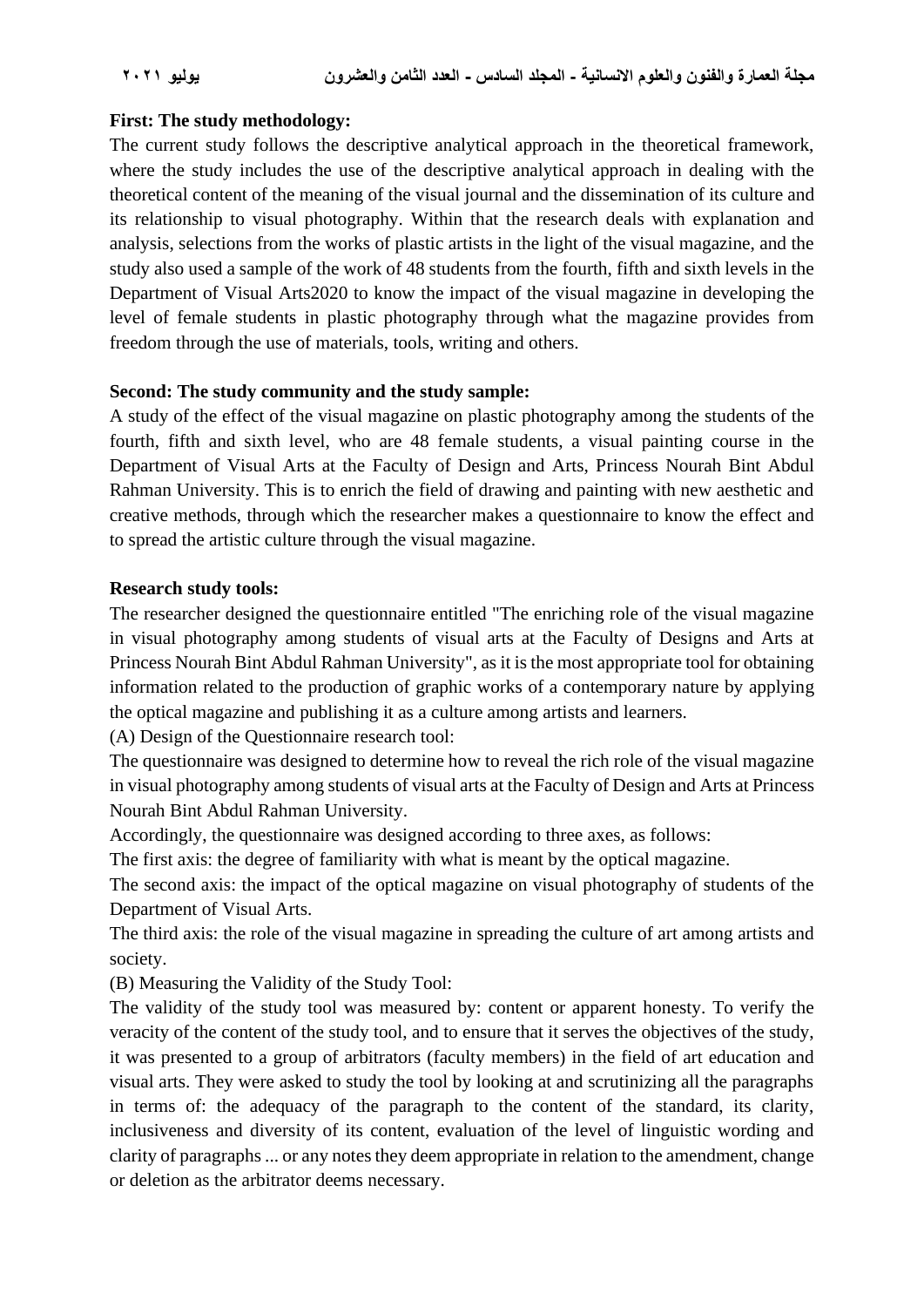**First: The study methodology:**

The current study follows the descriptive analytical approach in the theoretical framework, where the study includes the use of the descriptive analytical approach in dealing with the theoretical content of the meaning of the visual journal and the dissemination of its culture and its relationship to visual photography. Within that the research deals with explanation and analysis, selections from the works of plastic artists in the light of the visual magazine, and the study also used a sample of the work of 48 students from the fourth, fifth and sixth levels in the Department of Visual Arts2020 to know the impact of the visual magazine in developing the level of female students in plastic photography through what the magazine provides from freedom through the use of materials, tools, writing and others.

**Second: The study community and the study sample:**

A study of the effect of the visual magazine on plastic photography among the students of the fourth, fifth and sixth level, who are 48 female students, a visual painting course in the Department of Visual Arts at the Faculty of Design and Arts, Princess Nourah Bint Abdul Rahman University. This is to enrich the field of drawing and painting with new aesthetic and creative methods, through which the researcher makes a questionnaire to know the effect and to spread the artistic culture through the visual magazine.

**Research study tools:**

The researcher designed the questionnaire entitled "The enriching role of the visual magazine in visual photography among students of visual arts at the Faculty of Designs and Arts at Princess Nourah Bint Abdul Rahman University", as it is the most appropriate tool for obtaining information related to the production of graphic works of a contemporary nature by applying the optical magazine and publishing it as a culture among artists and learners.

(A) Design of the Questionnaire research tool:

The questionnaire was designed to determine how to reveal the rich role of the visual magazine in visual photography among students of visual arts at the Faculty of Design and Arts at Princess Nourah Bint Abdul Rahman University.

Accordingly, the questionnaire was designed according to three axes, as follows:

The first axis: the degree of familiarity with what is meant by the optical magazine.

The second axis: the impact of the optical magazine on visual photography of students of the Department of Visual Arts.

The third axis: the role of the visual magazine in spreading the culture of art among artists and society.

(B) Measuring the Validity of the Study Tool:

The validity of the study tool was measured by: content or apparent honesty. To verify the veracity of the content of the study tool, and to ensure that it serves the objectives of the study, it was presented to a group of arbitrators (faculty members) in the field of art education and visual arts. They were asked to study the tool by looking at and scrutinizing all the paragraphs in terms of: the adequacy of the paragraph to the content of the standard, its clarity, inclusiveness and diversity of its content, evaluation of the level of linguistic wording and clarity of paragraphs ... or any notes they deem appropriate in relation to the amendment, change or deletion as the arbitrator deems necessary.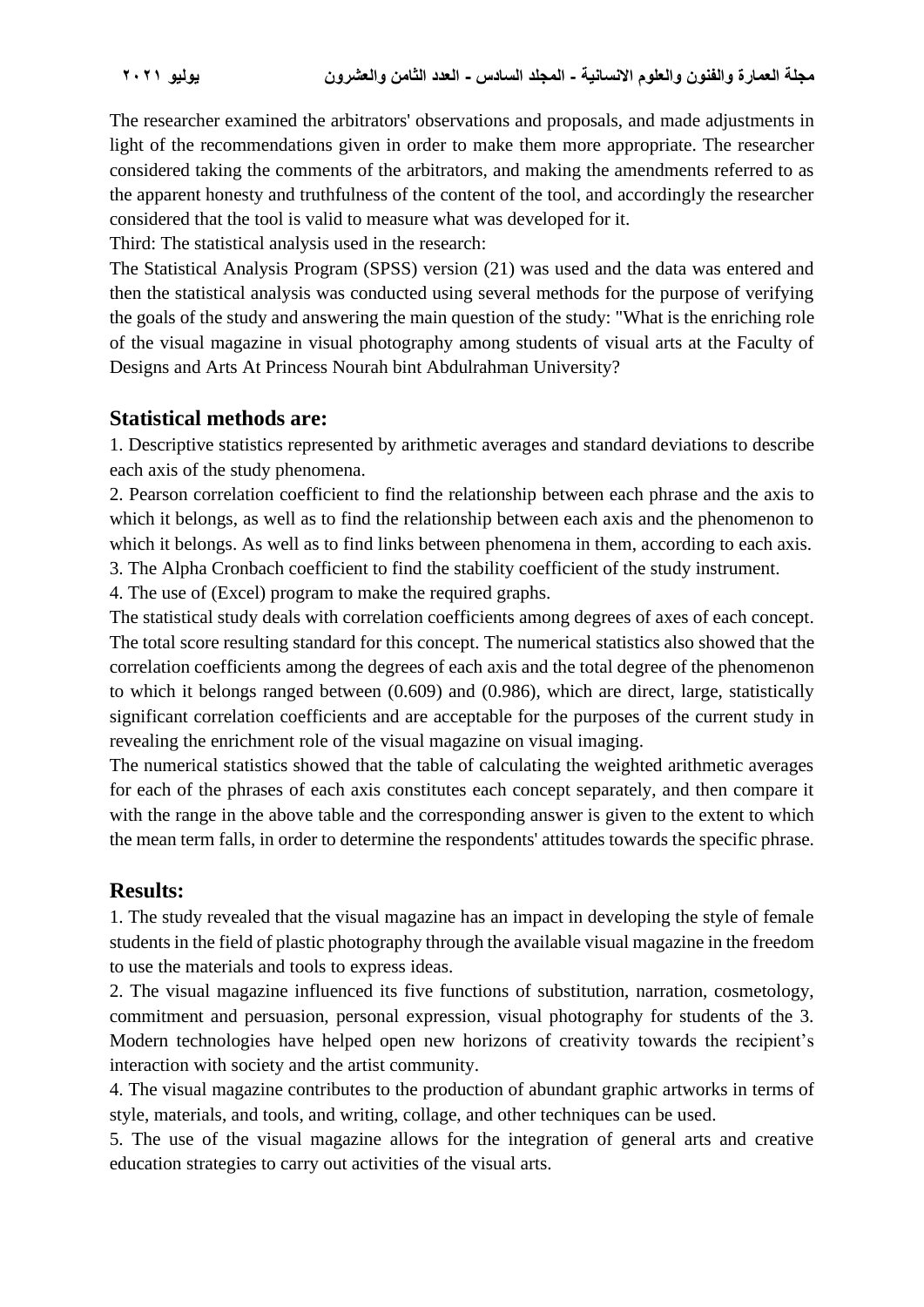The researcher examined the arbitrators' observations and proposals, and made adjustments in light of the recommendations given in order to make them more appropriate. The researcher considered taking the comments of the arbitrators, and making the amendments referred to as the apparent honesty and truthfulness of the content of the tool, and accordingly the researcher considered that the tool is valid to measure what was developed for it.

Third: The statistical analysis used in the research:

The Statistical Analysis Program (SPSS) version (21) was used and the data was entered and then the statistical analysis was conducted using several methods for the purpose of verifying the goals of the study and answering the main question of the study: "What is the enriching role of the visual magazine in visual photography among students of visual arts at the Faculty of Designs and Arts At Princess Nourah bint Abdulrahman University?

## Statistical methods are:

1. Descriptive statistics represented by arithmetic averages and standard deviations to describe each axis of the study phenomena.
2. Pearson correlation coefficient to find the relationship between each phrase and the axis to which it belongs, as well as to find the relationship between each axis and the phenomenon to which it belongs. As well as to find links between phenomena in them, according to each axis.
3. The Alpha Cronbach coefficient to find the stability coefficient of the study instrument.
4. The use of (Excel) program to make the required graphs.

The statistical study deals with correlation coefficients among degrees of axes of each concept. The total score resulting standard for this concept. The numerical statistics also showed that the correlation coefficients among the degrees of each axis and the total degree of the phenomenon to which it belongs ranged between (0.609) and (0.986), which are direct, large, statistically significant correlation coefficients and are acceptable for the purposes of the current study in revealing the enrichment role of the visual magazine on visual imaging.

The numerical statistics showed that the table of calculating the weighted arithmetic averages for each of the phrases of each axis constitutes each concept separately, and then compare it with the range in the above table and the corresponding answer is given to the extent to which the mean term falls, in order to determine the respondents' attitudes towards the specific phrase.

## Results:

1. The study revealed that the visual magazine has an impact in developing the style of female students in the field of plastic photography through the available visual magazine in the freedom to use the materials and tools to express ideas.
2. The visual magazine influenced its five functions of substitution, narration, cosmetology, commitment and persuasion, personal expression, visual photography for students of the 3. Modern technologies have helped open new horizons of creativity towards the recipient's interaction with society and the artist community.
4. The visual magazine contributes to the production of abundant graphic artworks in terms of style, materials, and tools, and writing, collage, and other techniques can be used.
5. The use of the visual magazine allows for the integration of general arts and creative education strategies to carry out activities of the visual arts.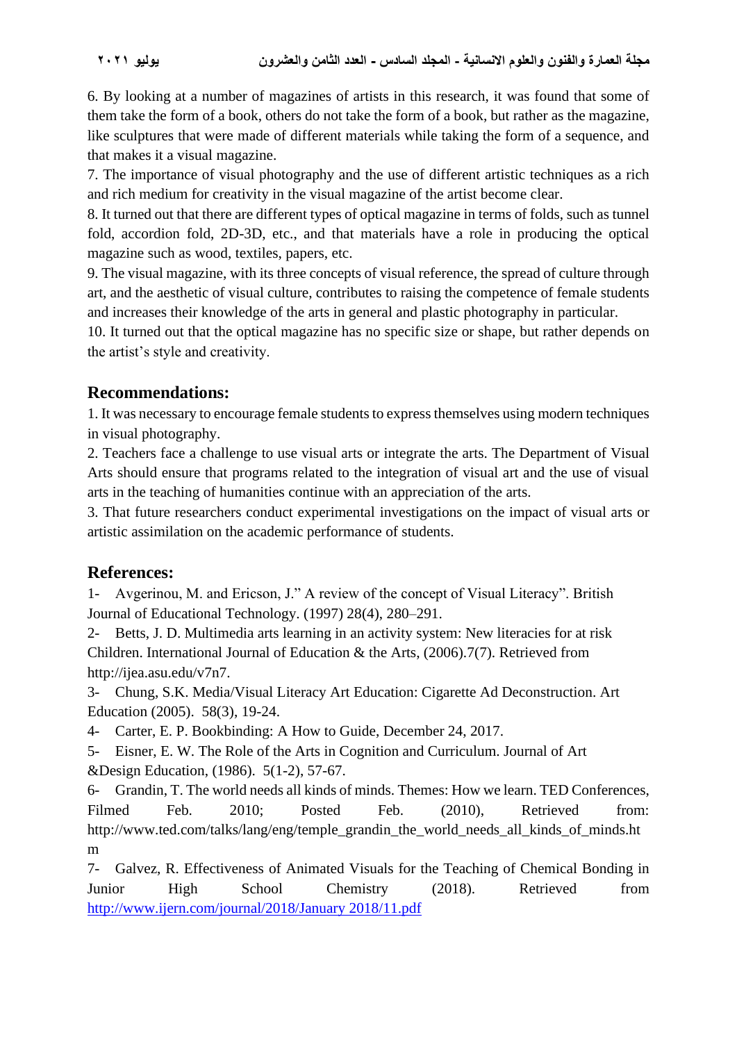6. By looking at a number of magazines of artists in this research, it was found that some of them take the form of a book, others do not take the form of a book, but rather as the magazine, like sculptures that were made of different materials while taking the form of a sequence, and that makes it a visual magazine.

7. The importance of visual photography and the use of different artistic techniques as a rich and rich medium for creativity in the visual magazine of the artist become clear.

8. It turned out that there are different types of optical magazine in terms of folds, such as tunnel fold, accordion fold, 2D-3D, etc., and that materials have a role in producing the optical magazine such as wood, textiles, papers, etc.

9. The visual magazine, with its three concepts of visual reference, the spread of culture through art, and the aesthetic of visual culture, contributes to raising the competence of female students and increases their knowledge of the arts in general and plastic photography in particular.

10. It turned out that the optical magazine has no specific size or shape, but rather depends on the artist's style and creativity.

## Recommendations:

1. It was necessary to encourage female students to express themselves using modern techniques in visual photography.

2. Teachers face a challenge to use visual arts or integrate the arts. The Department of Visual Arts should ensure that programs related to the integration of visual art and the use of visual arts in the teaching of humanities continue with an appreciation of the arts.

3. That future researchers conduct experimental investigations on the impact of visual arts or artistic assimilation on the academic performance of students.

## References:

1- Avgerinou, M. and Ericson, J." A review of the concept of Visual Literacy". British Journal of Educational Technology. (1997) 28(4), 280–291.

2- Betts, J. D. Multimedia arts learning in an activity system: New literacies for at risk Children. International Journal of Education & the Arts, (2006).7(7). Retrieved from http://ijea.asu.edu/v7n7.

3- Chung, S.K. Media/Visual Literacy Art Education: Cigarette Ad Deconstruction. Art Education (2005). 58(3), 19-24.

4- Carter, E. P. Bookbinding: A How to Guide, December 24, 2017.

5- Eisner, E. W. The Role of the Arts in Cognition and Curriculum. Journal of Art &Design Education, (1986). 5(1-2), 57-67.

6- Grandin, T. The world needs all kinds of minds. Themes: How we learn. TED Conferences, Filmed Feb. 2010; Posted Feb. (2010), Retrieved from: http://www.ted.com/talks/lang/eng/temple_grandin_the_world_needs_all_kinds_of_minds.htm

7- Galvez, R. Effectiveness of Animated Visuals for the Teaching of Chemical Bonding in Junior High School Chemistry (2018). Retrieved from http://www.ijern.com/journal/2018/January 2018/11.pdf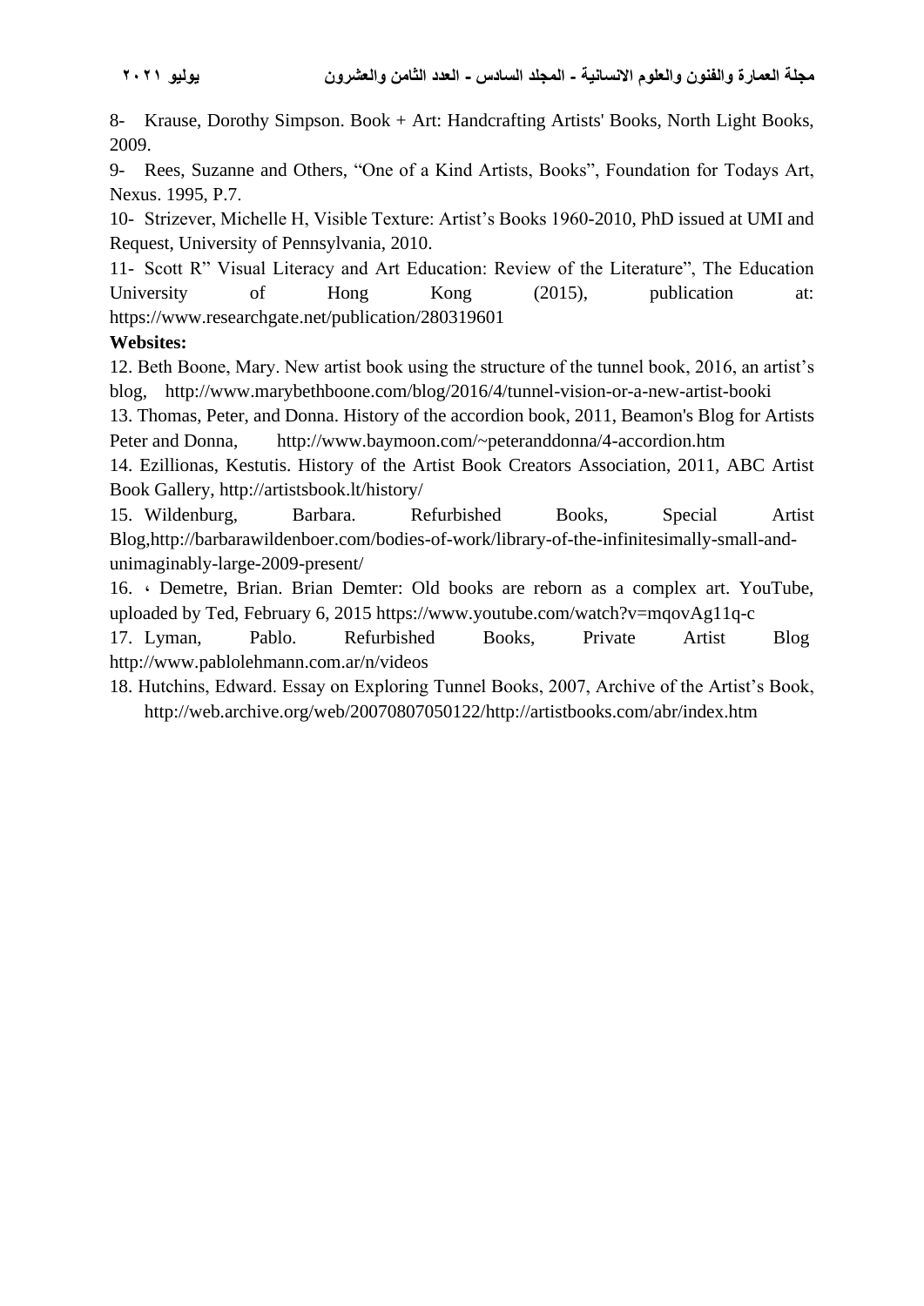8- Krause, Dorothy Simpson. Book + Art: Handcrafting Artists' Books, North Light Books, 2009.

9- Rees, Suzanne and Others, "One of a Kind Artists, Books", Foundation for Todays Art, Nexus. 1995, P.7.

10- Strizever, Michelle H, Visible Texture: Artist's Books 1960-2010, PhD issued at UMI and Request, University of Pennsylvania, 2010.

11- Scott R" Visual Literacy and Art Education: Review of the Literature", The Education University of Hong Kong (2015), publication at: https://www.researchgate.net/publication/280319601

**Websites:**

12. Beth Boone, Mary. New artist book using the structure of the tunnel book, 2016, an artist's blog, http://www.marybethboone.com/blog/2016/4/tunnel-vision-or-a-new-artist-booki

13. Thomas, Peter, and Donna. History of the accordion book, 2011, Beamon's Blog for Artists Peter and Donna, http://www.baymoon.com/~peteranddonna/4-accordion.htm

14. Ezillionas, Kestutis. History of the Artist Book Creators Association, 2011, ABC Artist Book Gallery, http://artistsbook.lt/history/

15. Wildenburg, Barbara. Refurbished Books, Special Artist Blog,http://barbarawildenboer.com/bodies-of-work/library-of-the-infinitesimally-small-and-unimaginably-large-2009-present/

16. ، Demetre, Brian. Brian Demter: Old books are reborn as a complex art. YouTube, uploaded by Ted, February 6, 2015 https://www.youtube.com/watch?v=mqovAg11q-c

17. Lyman, Pablo. Refurbished Books, Private Artist Blog http://www.pablolehmann.com.ar/n/videos

18. Hutchins, Edward. Essay on Exploring Tunnel Books, 2007, Archive of the Artist's Book, http://web.archive.org/web/20070807050122/http://artistbooks.com/abr/index.htm